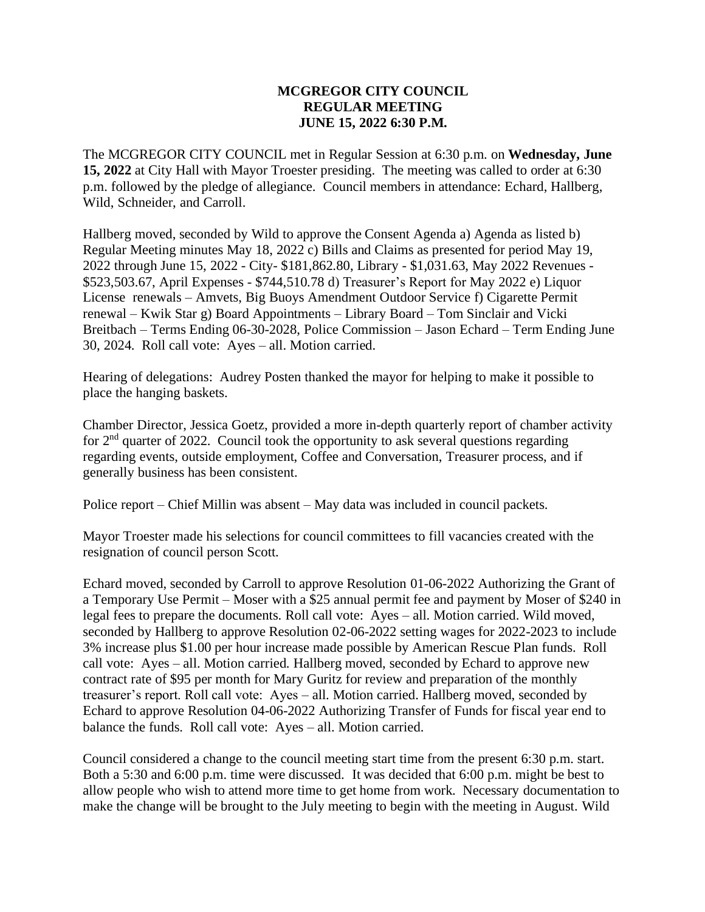**MCGREGOR CITY COUNCIL**
**REGULAR MEETING**
**JUNE 15, 2022 6:30 P.M.**

The MCGREGOR CITY COUNCIL met in Regular Session at 6:30 p.m. on **Wednesday, June 15, 2022** at City Hall with Mayor Troester presiding. The meeting was called to order at 6:30 p.m. followed by the pledge of allegiance. Council members in attendance: Echard, Hallberg, Wild, Schneider, and Carroll.

Hallberg moved, seconded by Wild to approve the Consent Agenda a) Agenda as listed b) Regular Meeting minutes May 18, 2022 c) Bills and Claims as presented for period May 19, 2022 through June 15, 2022 - City- $181,862.80, Library - $1,031.63, May 2022 Revenues - $523,503.67, April Expenses - $744,510.78 d) Treasurer's Report for May 2022 e) Liquor License renewals – Amvets, Big Buoys Amendment Outdoor Service f) Cigarette Permit renewal – Kwik Star g) Board Appointments – Library Board – Tom Sinclair and Vicki Breitbach – Terms Ending 06-30-2028, Police Commission – Jason Echard – Term Ending June 30, 2024. Roll call vote: Ayes – all. Motion carried.

Hearing of delegations: Audrey Posten thanked the mayor for helping to make it possible to place the hanging baskets.

Chamber Director, Jessica Goetz, provided a more in-depth quarterly report of chamber activity for 2nd quarter of 2022. Council took the opportunity to ask several questions regarding regarding events, outside employment, Coffee and Conversation, Treasurer process, and if generally business has been consistent.

Police report – Chief Millin was absent – May data was included in council packets.

Mayor Troester made his selections for council committees to fill vacancies created with the resignation of council person Scott.

Echard moved, seconded by Carroll to approve Resolution 01-06-2022 Authorizing the Grant of a Temporary Use Permit – Moser with a $25 annual permit fee and payment by Moser of $240 in legal fees to prepare the documents. Roll call vote: Ayes – all. Motion carried. Wild moved, seconded by Hallberg to approve Resolution 02-06-2022 setting wages for 2022-2023 to include 3% increase plus $1.00 per hour increase made possible by American Rescue Plan funds. Roll call vote: Ayes – all. Motion carried. Hallberg moved, seconded by Echard to approve new contract rate of $95 per month for Mary Guritz for review and preparation of the monthly treasurer's report. Roll call vote: Ayes – all. Motion carried. Hallberg moved, seconded by Echard to approve Resolution 04-06-2022 Authorizing Transfer of Funds for fiscal year end to balance the funds. Roll call vote: Ayes – all. Motion carried.

Council considered a change to the council meeting start time from the present 6:30 p.m. start. Both a 5:30 and 6:00 p.m. time were discussed. It was decided that 6:00 p.m. might be best to allow people who wish to attend more time to get home from work. Necessary documentation to make the change will be brought to the July meeting to begin with the meeting in August. Wild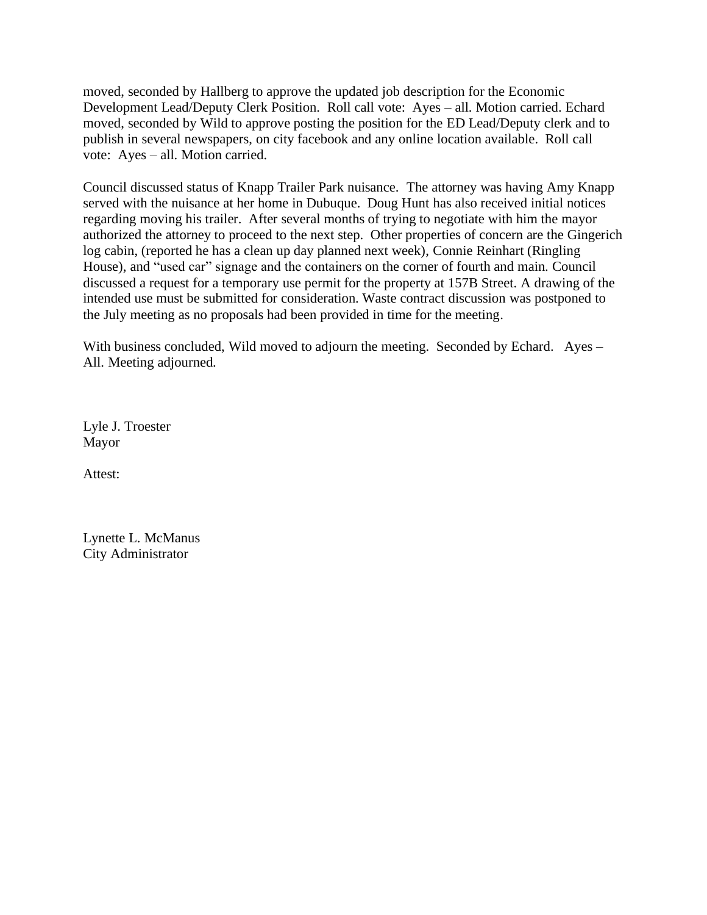moved, seconded by Hallberg to approve the updated job description for the Economic Development Lead/Deputy Clerk Position. Roll call vote: Ayes – all. Motion carried. Echard moved, seconded by Wild to approve posting the position for the ED Lead/Deputy clerk and to publish in several newspapers, on city facebook and any online location available. Roll call vote: Ayes – all. Motion carried.

Council discussed status of Knapp Trailer Park nuisance. The attorney was having Amy Knapp served with the nuisance at her home in Dubuque. Doug Hunt has also received initial notices regarding moving his trailer. After several months of trying to negotiate with him the mayor authorized the attorney to proceed to the next step. Other properties of concern are the Gingerich log cabin, (reported he has a clean up day planned next week), Connie Reinhart (Ringling House), and "used car" signage and the containers on the corner of fourth and main. Council discussed a request for a temporary use permit for the property at 157B Street. A drawing of the intended use must be submitted for consideration. Waste contract discussion was postponed to the July meeting as no proposals had been provided in time for the meeting.

With business concluded, Wild moved to adjourn the meeting. Seconded by Echard. Ayes – All. Meeting adjourned.

Lyle J. Troester
Mayor

Attest:

Lynette L. McManus
City Administrator